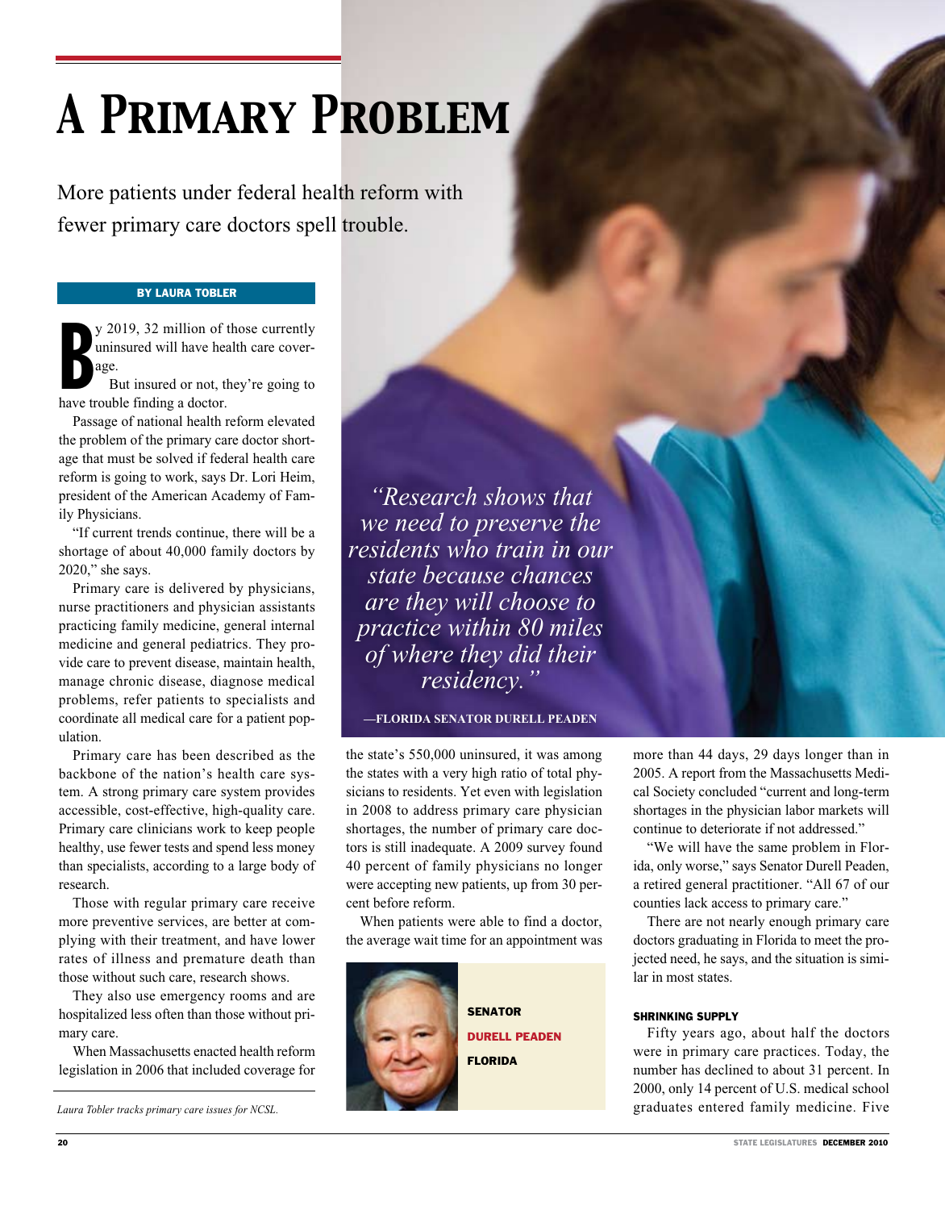# A Primary Problem

More patients under federal health reform with fewer primary care doctors spell trouble.

BY LAURA TOBLER

By 2019, 32 million of those currently uninsured will have health care coverage.

But insured or not, they're going to have trouble finding a doctor.

Passage of national health reform elevated the problem of the primary care doctor shortage that must be solved if federal health care reform is going to work, says Dr. Lori Heim, president of the American Academy of Family Physicians.

"If current trends continue, there will be a shortage of about 40,000 family doctors by 2020," she says.

Primary care is delivered by physicians, nurse practitioners and physician assistants practicing family medicine, general internal medicine and general pediatrics. They provide care to prevent disease, maintain health, manage chronic disease, diagnose medical problems, refer patients to specialists and coordinate all medical care for a patient population.

Primary care has been described as the backbone of the nation's health care system. A strong primary care system provides accessible, cost-effective, high-quality care. Primary care clinicians work to keep people healthy, use fewer tests and spend less money than specialists, according to a large body of research.

Those with regular primary care receive more preventive services, are better at complying with their treatment, and have lower rates of illness and premature death than those without such care, research shows.

They also use emergency rooms and are hospitalized less often than those without primary care.

When Massachusetts enacted health reform legislation in 2006 that included coverage for the state's 550,000 uninsured, it was among the states with a very high ratio of total physicians to residents. Yet even with legislation in 2008 to address primary care physician shortages, the number of primary care doctors is still inadequate. A 2009 survey found 40 percent of family physicians no longer were accepting new patients, up from 30 percent before reform.

When patients were able to find a doctor, the average wait time for an appointment was more than 44 days, 29 days longer than in 2005. A report from the Massachusetts Medical Society concluded "current and long-term shortages in the physician labor markets will continue to deteriorate if not addressed."

"We will have the same problem in Florida, only worse," says Senator Durell Peaden, a retired general practitioner. "All 67 of our counties lack access to primary care."

There are not nearly enough primary care doctors graduating in Florida to meet the projected need, he says, and the situation is similar in most states.

> *"Research shows that we need to preserve the residents who train in our state because chances are they will choose to practice within 80 miles of where they did their residency."*
>
> —FLORIDA SENATOR DURELL PEADEN

**SENATOR**
**DURELL PEADEN**
**FLORIDA**

### SHRINKING SUPPLY

Fifty years ago, about half the doctors were in primary care practices. Today, the number has declined to about 31 percent. In 2000, only 14 percent of U.S. medical school graduates entered family medicine. Five

*Laura Tobler tracks primary care issues for NCSL.*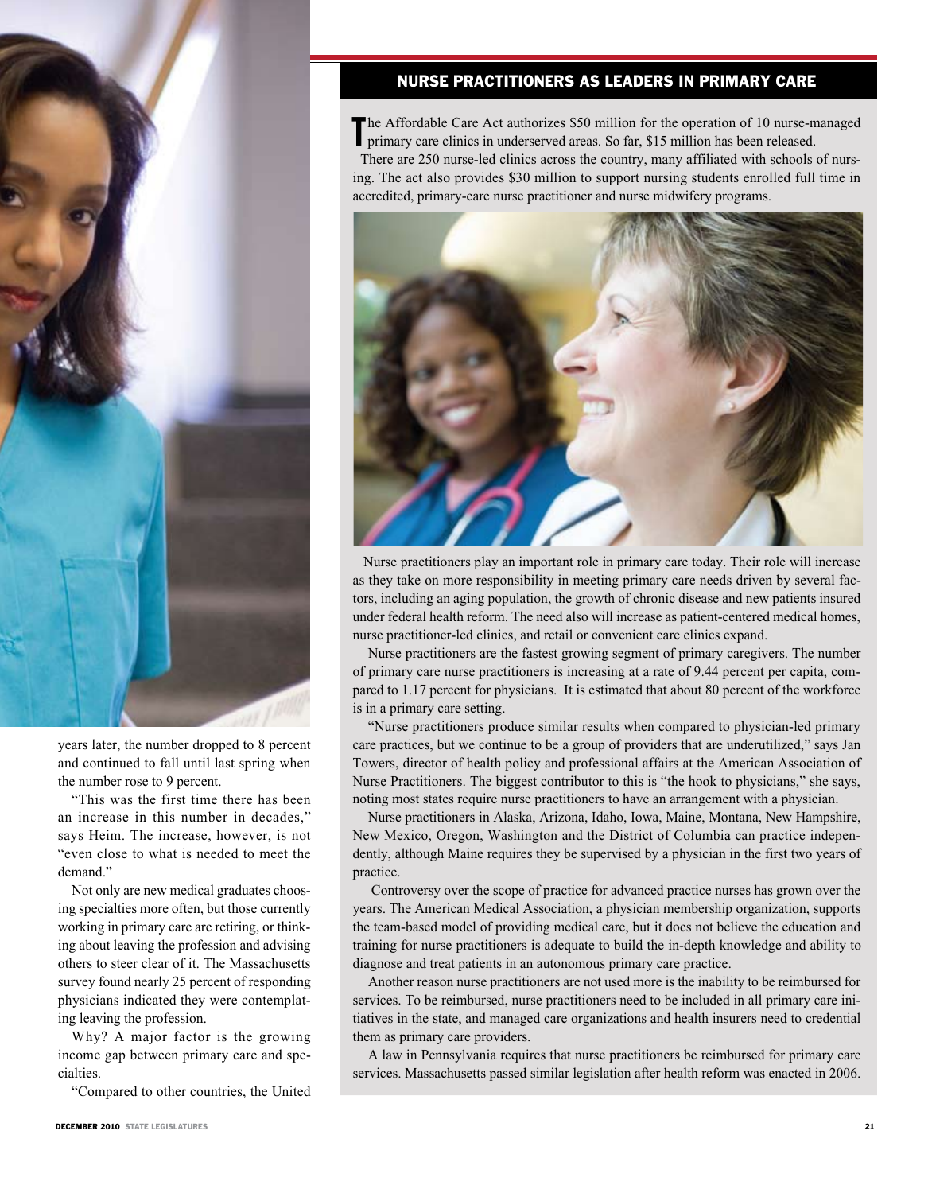years later, the number dropped to 8 percent and continued to fall until last spring when the number rose to 9 percent.

"This was the first time there has been an increase in this number in decades," says Heim. The increase, however, is not "even close to what is needed to meet the demand."

Not only are new medical graduates choosing specialties more often, but those currently working in primary care are retiring, or thinking about leaving the profession and advising others to steer clear of it. The Massachusetts survey found nearly 25 percent of responding physicians indicated they were contemplating leaving the profession.

Why? A major factor is the growing income gap between primary care and specialties.

"Compared to other countries, the United

## NURSE PRACTITIONERS AS LEADERS IN PRIMARY CARE

The Affordable Care Act authorizes $50 million for the operation of 10 nurse-managed primary care clinics in underserved areas. So far, $15 million has been released.

There are 250 nurse-led clinics across the country, many affiliated with schools of nursing. The act also provides $30 million to support nursing students enrolled full time in accredited, primary-care nurse practitioner and nurse midwifery programs.

Nurse practitioners play an important role in primary care today. Their role will increase as they take on more responsibility in meeting primary care needs driven by several factors, including an aging population, the growth of chronic disease and new patients insured under federal health reform. The need also will increase as patient-centered medical homes, nurse practitioner-led clinics, and retail or convenient care clinics expand.

Nurse practitioners are the fastest growing segment of primary caregivers. The number of primary care nurse practitioners is increasing at a rate of 9.44 percent per capita, compared to 1.17 percent for physicians. It is estimated that about 80 percent of the workforce is in a primary care setting.

"Nurse practitioners produce similar results when compared to physician-led primary care practices, but we continue to be a group of providers that are underutilized," says Jan Towers, director of health policy and professional affairs at the American Association of Nurse Practitioners. The biggest contributor to this is "the hook to physicians," she says, noting most states require nurse practitioners to have an arrangement with a physician.

Nurse practitioners in Alaska, Arizona, Idaho, Iowa, Maine, Montana, New Hampshire, New Mexico, Oregon, Washington and the District of Columbia can practice independently, although Maine requires they be supervised by a physician in the first two years of practice.

Controversy over the scope of practice for advanced practice nurses has grown over the years. The American Medical Association, a physician membership organization, supports the team-based model of providing medical care, but it does not believe the education and training for nurse practitioners is adequate to build the in-depth knowledge and ability to diagnose and treat patients in an autonomous primary care practice.

Another reason nurse practitioners are not used more is the inability to be reimbursed for services. To be reimbursed, nurse practitioners need to be included in all primary care initiatives in the state, and managed care organizations and health insurers need to credential them as primary care providers.

A law in Pennsylvania requires that nurse practitioners be reimbursed for primary care services. Massachusetts passed similar legislation after health reform was enacted in 2006.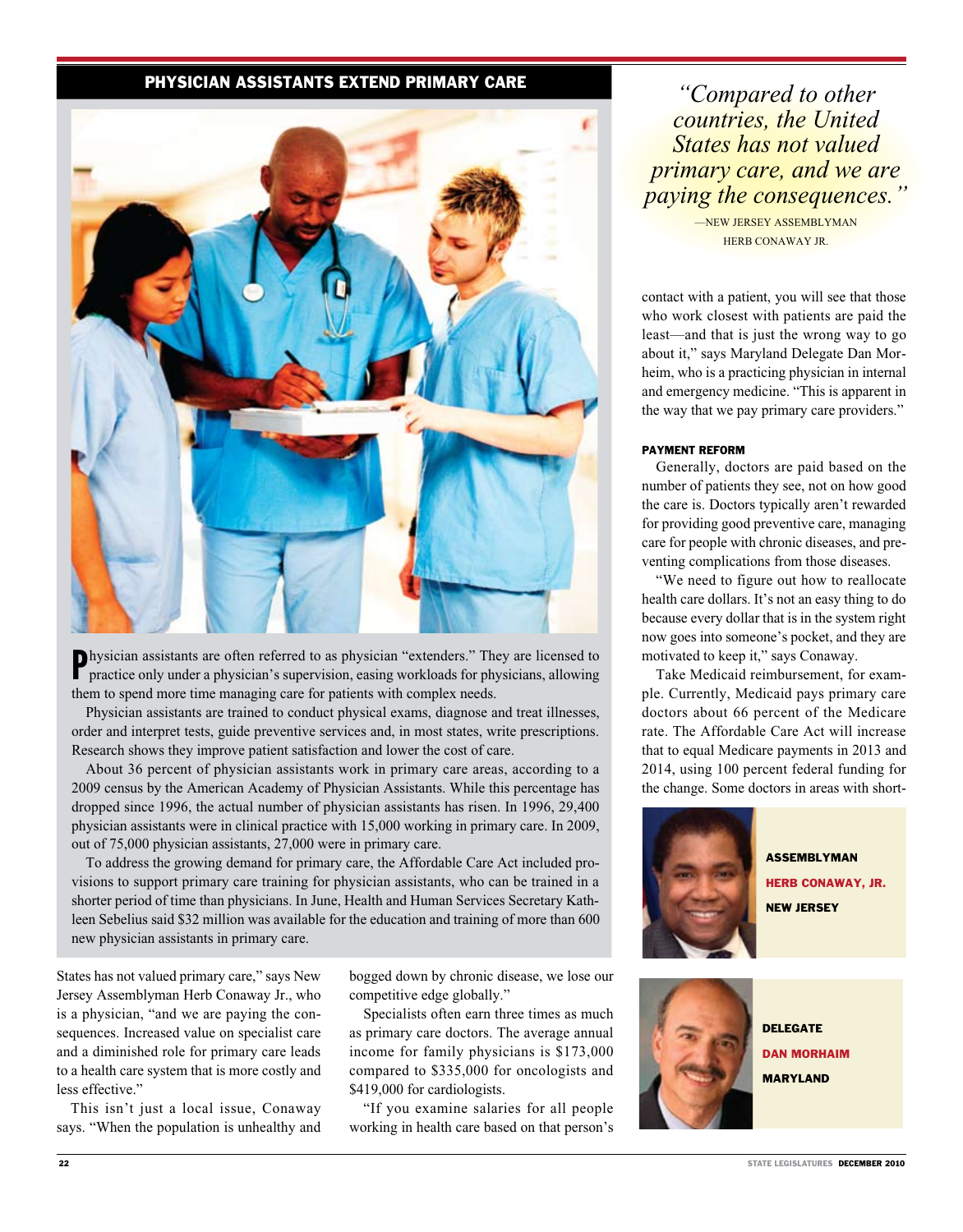## PHYSICIAN ASSISTANTS EXTEND PRIMARY CARE

Physician assistants are often referred to as physician "extenders." They are licensed to practice only under a physician's supervision, easing workloads for physicians, allowing them to spend more time managing care for patients with complex needs.

Physician assistants are trained to conduct physical exams, diagnose and treat illnesses, order and interpret tests, guide preventive services and, in most states, write prescriptions. Research shows they improve patient satisfaction and lower the cost of care.

About 36 percent of physician assistants work in primary care areas, according to a 2009 census by the American Academy of Physician Assistants. While this percentage has dropped since 1996, the actual number of physician assistants has risen. In 1996, 29,400 physician assistants were in clinical practice with 15,000 working in primary care. In 2009, out of 75,000 physician assistants, 27,000 were in primary care.

To address the growing demand for primary care, the Affordable Care Act included provisions to support primary care training for physician assistants, who can be trained in a shorter period of time than physicians. In June, Health and Human Services Secretary Kathleen Sebelius said $32 million was available for the education and training of more than 600 new physician assistants in primary care.

States has not valued primary care," says New Jersey Assemblyman Herb Conaway Jr., who is a physician, "and we are paying the consequences. Increased value on specialist care and a diminished role for primary care leads to a health care system that is more costly and less effective."

This isn't just a local issue, Conaway says. "When the population is unhealthy and bogged down by chronic disease, we lose our competitive edge globally."

Specialists often earn three times as much as primary care doctors. The average annual income for family physicians is $173,000 compared to $335,000 for oncologists and $419,000 for cardiologists.

"If you examine salaries for all people working in health care based on that person's contact with a patient, you will see that those who work closest with patients are paid the least—and that is just the wrong way to go about it," says Maryland Delegate Dan Morheim, who is a practicing physician in internal and emergency medicine. "This is apparent in the way that we pay primary care providers."

*"Compared to other countries, the United States has not valued primary care, and we are paying the consequences."*

—NEW JERSEY ASSEMBLYMAN HERB CONAWAY JR.

### PAYMENT REFORM

Generally, doctors are paid based on the number of patients they see, not on how good the care is. Doctors typically aren't rewarded for providing good preventive care, managing care for people with chronic diseases, and preventing complications from those diseases.

"We need to figure out how to reallocate health care dollars. It's not an easy thing to do because every dollar that is in the system right now goes into someone's pocket, and they are motivated to keep it," says Conaway.

Take Medicaid reimbursement, for example. Currently, Medicaid pays primary care doctors about 66 percent of the Medicare rate. The Affordable Care Act will increase that to equal Medicare payments in 2013 and 2014, using 100 percent federal funding for the change. Some doctors in areas with short-

**ASSEMBLYMAN HERB CONAWAY, JR. NEW JERSEY**

**DELEGATE DAN MORHAIM MARYLAND**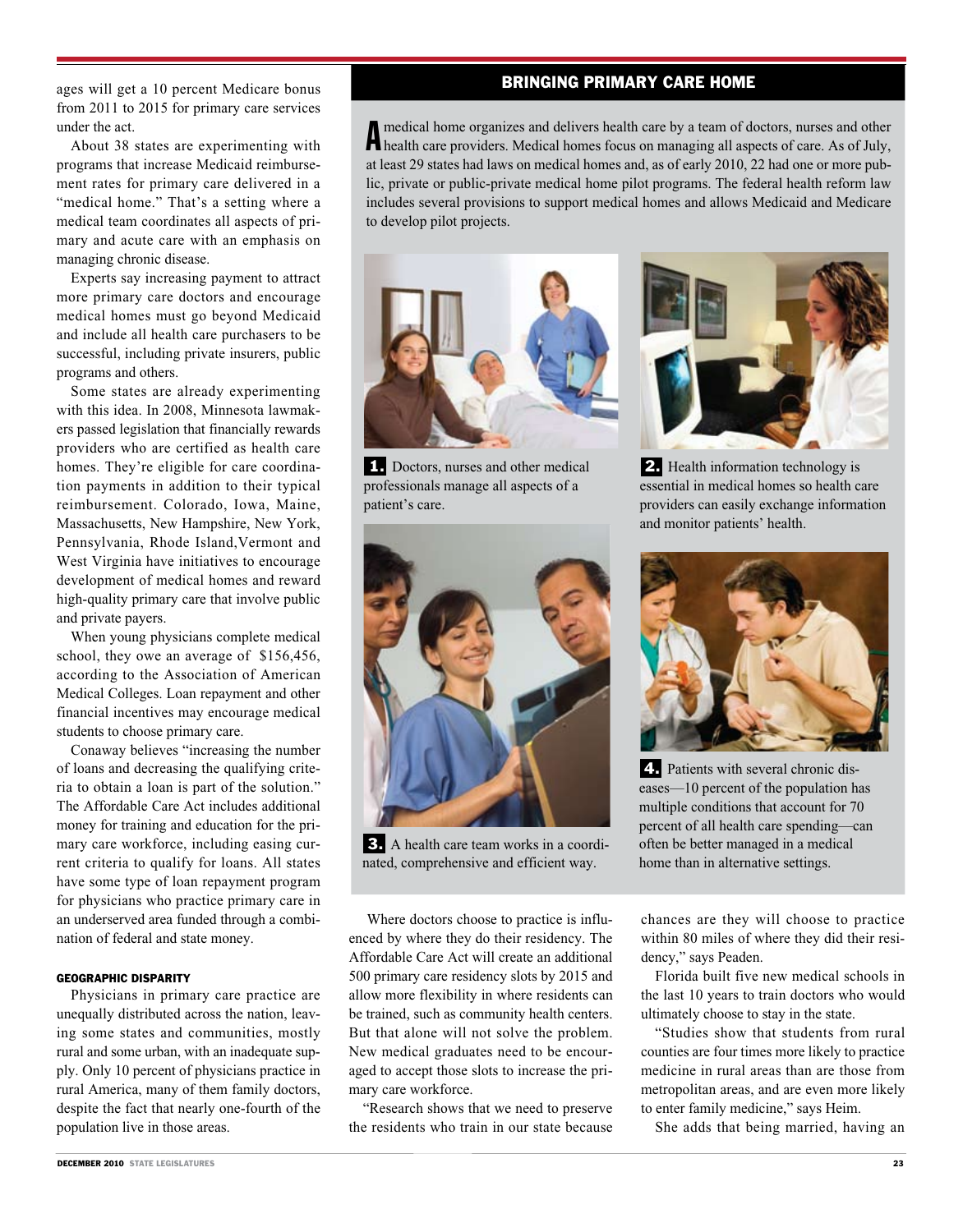ages will get a 10 percent Medicare bonus from 2011 to 2015 for primary care services under the act.

About 38 states are experimenting with programs that increase Medicaid reimbursement rates for primary care delivered in a "medical home." That's a setting where a medical team coordinates all aspects of primary and acute care with an emphasis on managing chronic disease.

Experts say increasing payment to attract more primary care doctors and encourage medical homes must go beyond Medicaid and include all health care purchasers to be successful, including private insurers, public programs and others.

Some states are already experimenting with this idea. In 2008, Minnesota lawmakers passed legislation that financially rewards providers who are certified as health care homes. They're eligible for care coordination payments in addition to their typical reimbursement. Colorado, Iowa, Maine, Massachusetts, New Hampshire, New York, Pennsylvania, Rhode Island, Vermont and West Virginia have initiatives to encourage development of medical homes and reward high-quality primary care that involve public and private payers.

When young physicians complete medical school, they owe an average of $156,456, according to the Association of American Medical Colleges. Loan repayment and other financial incentives may encourage medical students to choose primary care.

Conaway believes "increasing the number of loans and decreasing the qualifying criteria to obtain a loan is part of the solution." The Affordable Care Act includes additional money for training and education for the primary care workforce, including easing current criteria to qualify for loans. All states have some type of loan repayment program for physicians who practice primary care in an underserved area funded through a combination of federal and state money.

### GEOGRAPHIC DISPARITY

Physicians in primary care practice are unequally distributed across the nation, leaving some states and communities, mostly rural and some urban, with an inadequate supply. Only 10 percent of physicians practice in rural America, many of them family doctors, despite the fact that nearly one-fourth of the population live in those areas.

## BRINGING PRIMARY CARE HOME

A medical home organizes and delivers health care by a team of doctors, nurses and other health care providers. Medical homes focus on managing all aspects of care. As of July, at least 29 states had laws on medical homes and, as of early 2010, 22 had one or more public, private or public-private medical home pilot programs. The federal health reform law includes several provisions to support medical homes and allows Medicaid and Medicare to develop pilot projects.

**1.** Doctors, nurses and other medical professionals manage all aspects of a patient's care.

**2.** Health information technology is essential in medical homes so health care providers can easily exchange information and monitor patients' health.

**3.** A health care team works in a coordinated, comprehensive and efficient way.

**4.** Patients with several chronic diseases—10 percent of the population has multiple conditions that account for 70 percent of all health care spending—can often be better managed in a medical home than in alternative settings.

Where doctors choose to practice is influenced by where they do their residency. The Affordable Care Act will create an additional 500 primary care residency slots by 2015 and allow more flexibility in where residents can be trained, such as community health centers. But that alone will not solve the problem. New medical graduates need to be encouraged to accept those slots to increase the primary care workforce.

"Research shows that we need to preserve the residents who train in our state because chances are they will choose to practice within 80 miles of where they did their residency," says Peaden.

Florida built five new medical schools in the last 10 years to train doctors who would ultimately choose to stay in the state.

"Studies show that students from rural counties are four times more likely to practice medicine in rural areas than are those from metropolitan areas, and are even more likely to enter family medicine," says Heim.

She adds that being married, having an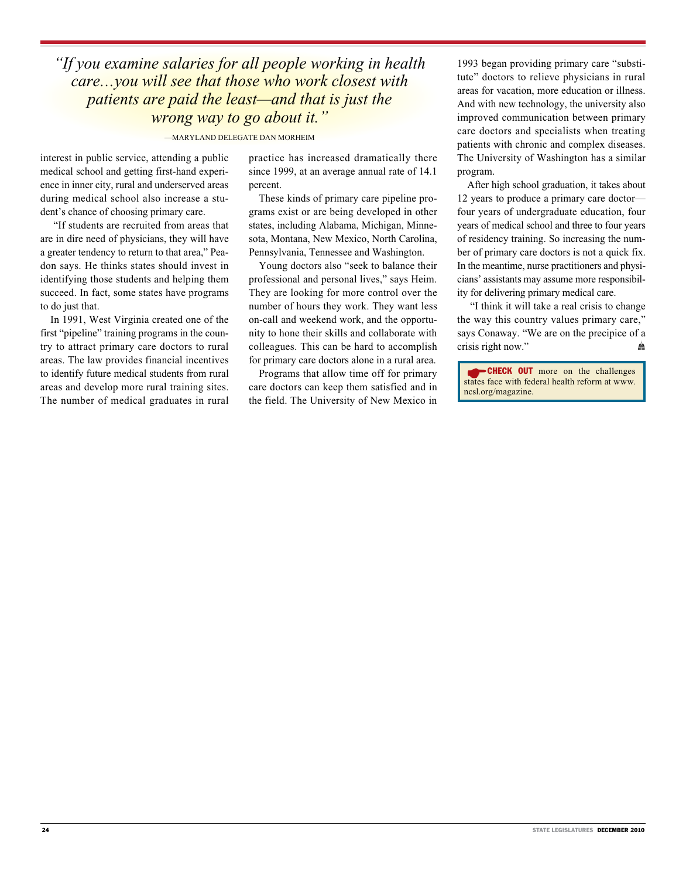> *"If you examine salaries for all people working in health care…you will see that those who work closest with patients are paid the least—and that is just the wrong way to go about it."*
>
> —MARYLAND DELEGATE DAN MORHEIM

interest in public service, attending a public medical school and getting first-hand experience in inner city, rural and underserved areas during medical school also increase a student's chance of choosing primary care.

"If students are recruited from areas that are in dire need of physicians, they will have a greater tendency to return to that area," Peadon says. He thinks states should invest in identifying those students and helping them succeed. In fact, some states have programs to do just that.

In 1991, West Virginia created one of the first "pipeline" training programs in the country to attract primary care doctors to rural areas. The law provides financial incentives to identify future medical students from rural areas and develop more rural training sites. The number of medical graduates in rural practice has increased dramatically there since 1999, at an average annual rate of 14.1 percent.

These kinds of primary care pipeline programs exist or are being developed in other states, including Alabama, Michigan, Minnesota, Montana, New Mexico, North Carolina, Pennsylvania, Tennessee and Washington.

Young doctors also "seek to balance their professional and personal lives," says Heim. They are looking for more control over the number of hours they work. They want less on-call and weekend work, and the opportunity to hone their skills and collaborate with colleagues. This can be hard to accomplish for primary care doctors alone in a rural area.

Programs that allow time off for primary care doctors can keep them satisfied and in the field. The University of New Mexico in 1993 began providing primary care "substitute" doctors to relieve physicians in rural areas for vacation, more education or illness. And with new technology, the university also improved communication between primary care doctors and specialists when treating patients with chronic and complex diseases. The University of Washington has a similar program.

After high school graduation, it takes about 12 years to produce a primary care doctor—four years of undergraduate education, four years of medical school and three to four years of residency training. So increasing the number of primary care doctors is not a quick fix. In the meantime, nurse practitioners and physicians' assistants may assume more responsibility for delivering primary medical care.

"I think it will take a real crisis to change the way this country values primary care," says Conaway. "We are on the precipice of a crisis right now."

**CHECK OUT** more on the challenges states face with federal health reform at www.ncsl.org/magazine.